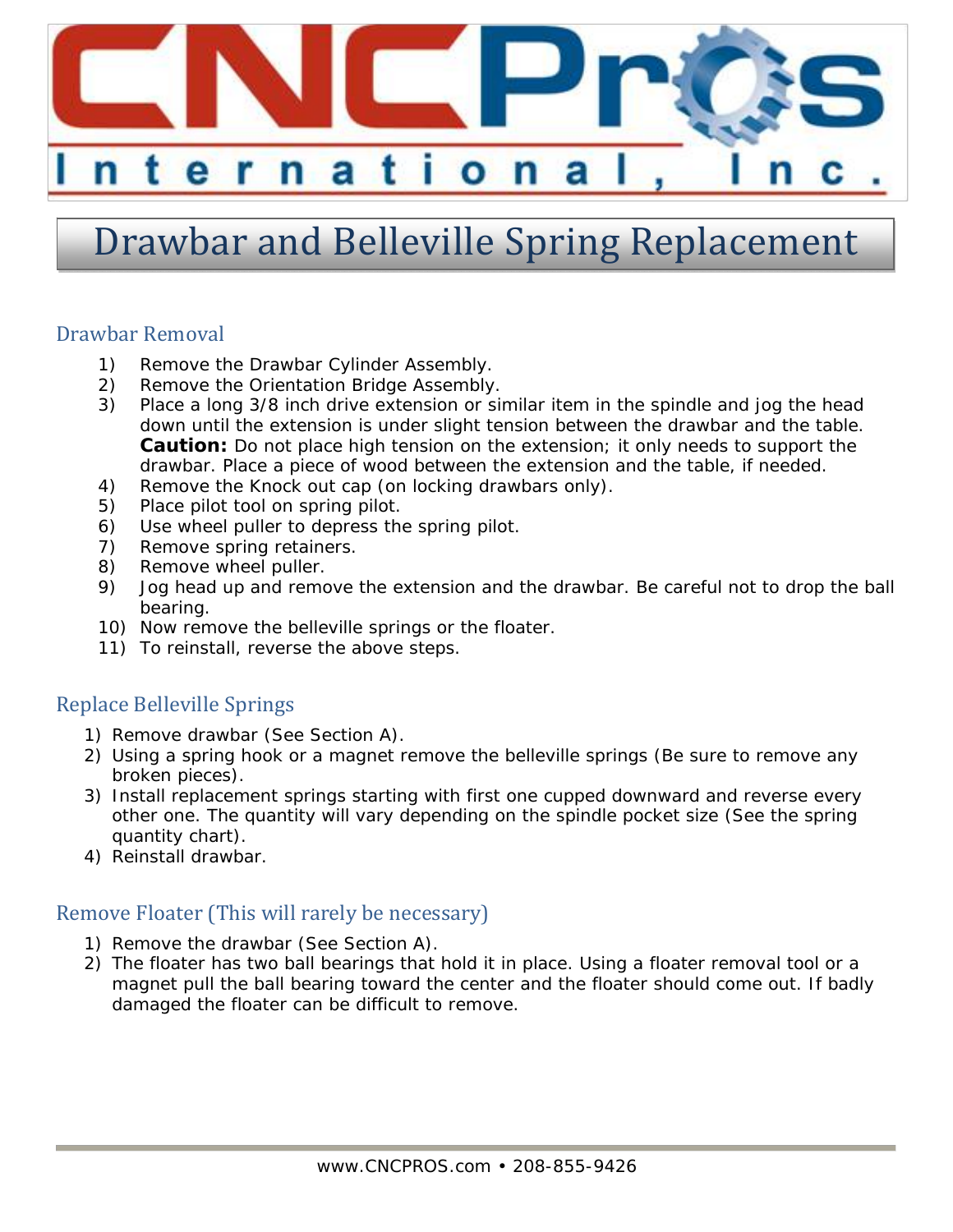CNCPros International, Inc.

# Drawbar and Belleville Spring Replacement

## Drawbar Removal

1) Remove the Drawbar Cylinder Assembly.
2) Remove the Orientation Bridge Assembly.
3) Place a long 3/8 inch drive extension or similar item in the spindle and jog the head down until the extension is under slight tension between the drawbar and the table. **Caution:** Do not place high tension on the extension; it only needs to support the drawbar. Place a piece of wood between the extension and the table, if needed.
4) Remove the Knock out cap (on locking drawbars only).
5) Place pilot tool on spring pilot.
6) Use wheel puller to depress the spring pilot.
7) Remove spring retainers.
8) Remove wheel puller.
9) Jog head up and remove the extension and the drawbar. Be careful not to drop the ball bearing.
10) Now remove the belleville springs or the floater.
11) To reinstall, reverse the above steps.

## Replace Belleville Springs

1) Remove drawbar (See Section A).
2) Using a spring hook or a magnet remove the belleville springs (Be sure to remove any broken pieces).
3) Install replacement springs starting with first one cupped downward and reverse every other one. The quantity will vary depending on the spindle pocket size (See the spring quantity chart).
4) Reinstall drawbar.

## Remove Floater (This will rarely be necessary)

1) Remove the drawbar (See Section A).
2) The floater has two ball bearings that hold it in place. Using a floater removal tool or a magnet pull the ball bearing toward the center and the floater should come out. If badly damaged the floater can be difficult to remove.

www.CNCPROS.com • 208-855-9426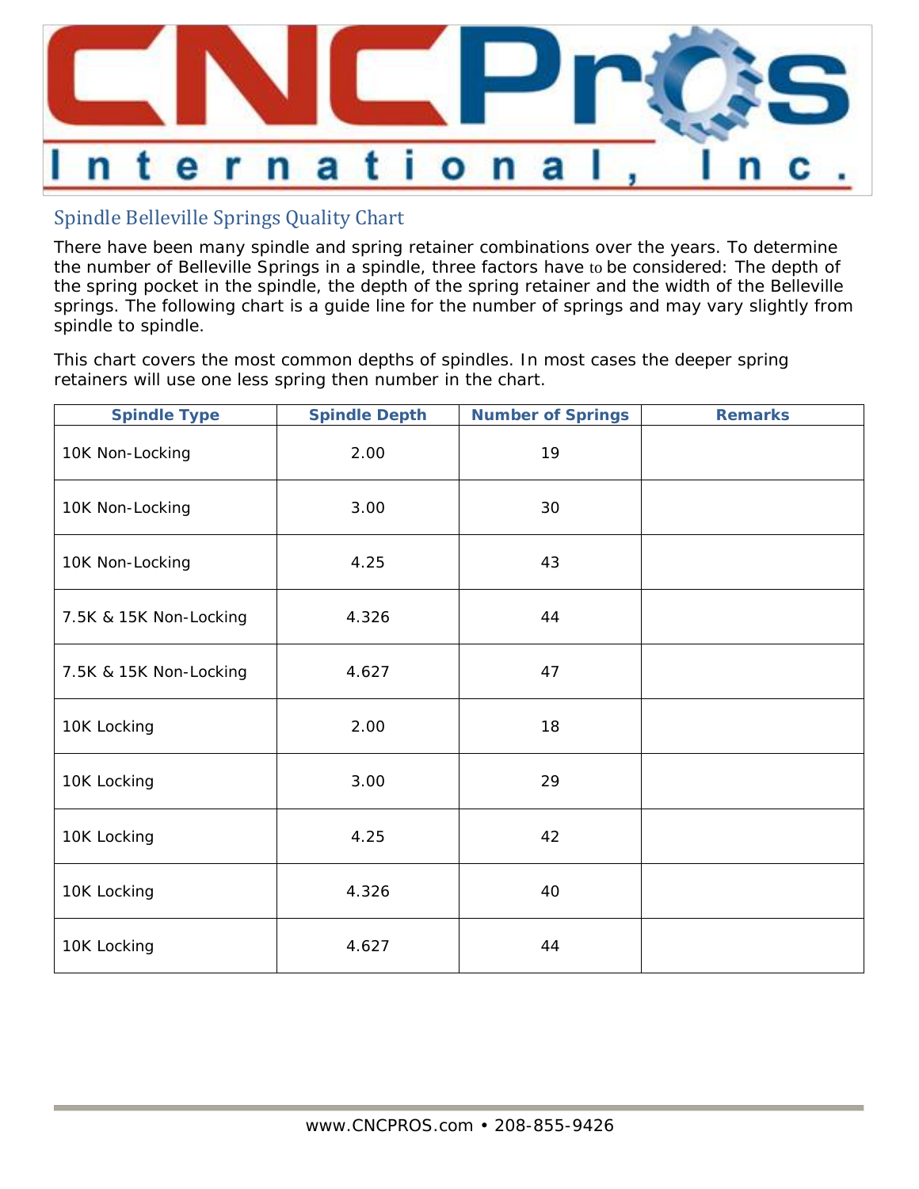## Spindle Belleville Springs Quality Chart

There have been many spindle and spring retainer combinations over the years. To determine the number of Belleville Springs in a spindle, three factors have to be considered: The depth of the spring pocket in the spindle, the depth of the spring retainer and the width of the Belleville springs. The following chart is a guide line for the number of springs and may vary slightly from spindle to spindle.

This chart covers the most common depths of spindles. In most cases the deeper spring retainers will use one less spring then number in the chart.

| Spindle Type | Spindle Depth | Number of Springs | Remarks |
|---|---|---|---|
| 10K Non-Locking | 2.00 | 19 | |
| 10K Non-Locking | 3.00 | 30 | |
| 10K Non-Locking | 4.25 | 43 | |
| 7.5K & 15K Non-Locking | 4.326 | 44 | |
| 7.5K & 15K Non-Locking | 4.627 | 47 | |
| 10K Locking | 2.00 | 18 | |
| 10K Locking | 3.00 | 29 | |
| 10K Locking | 4.25 | 42 | |
| 10K Locking | 4.326 | 40 | |
| 10K Locking | 4.627 | 44 | |